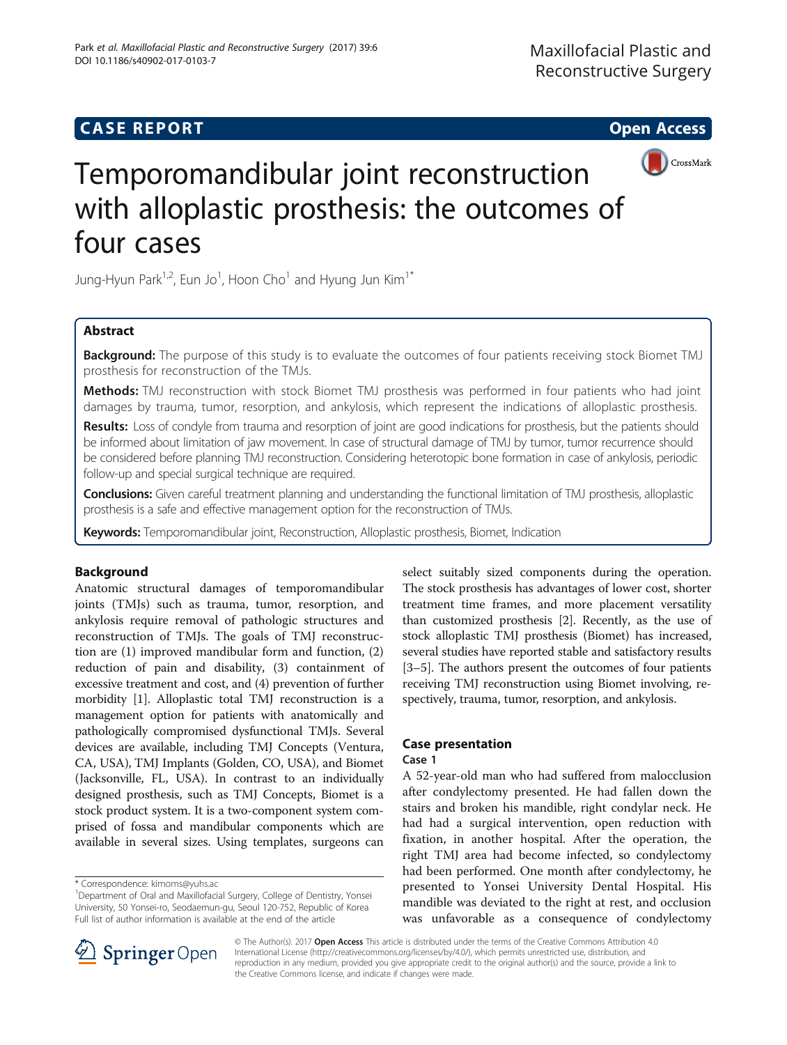CASE REPORT

Open Access

# Temporomandibular joint reconstruction with alloplastic prosthesis: the outcomes of four cases

Jung-Hyun Park[1,2], Eun Jo[1], Hoon Cho[1] and Hyung Jun Kim[1*]

## Abstract

**Background:** The purpose of this study is to evaluate the outcomes of four patients receiving stock Biomet TMJ prosthesis for reconstruction of the TMJs.

**Methods:** TMJ reconstruction with stock Biomet TMJ prosthesis was performed in four patients who had joint damages by trauma, tumor, resorption, and ankylosis, which represent the indications of alloplastic prosthesis.

**Results:** Loss of condyle from trauma and resorption of joint are good indications for prosthesis, but the patients should be informed about limitation of jaw movement. In case of structural damage of TMJ by tumor, tumor recurrence should be considered before planning TMJ reconstruction. Considering heterotopic bone formation in case of ankylosis, periodic follow-up and special surgical technique are required.

**Conclusions:** Given careful treatment planning and understanding the functional limitation of TMJ prosthesis, alloplastic prosthesis is a safe and effective management option for the reconstruction of TMJs.

**Keywords:** Temporomandibular joint, Reconstruction, Alloplastic prosthesis, Biomet, Indication

## Background

Anatomic structural damages of temporomandibular joints (TMJs) such as trauma, tumor, resorption, and ankylosis require removal of pathologic structures and reconstruction of TMJs. The goals of TMJ reconstruction are (1) improved mandibular form and function, (2) reduction of pain and disability, (3) containment of excessive treatment and cost, and (4) prevention of further morbidity [1]. Alloplastic total TMJ reconstruction is a management option for patients with anatomically and pathologically compromised dysfunctional TMJs. Several devices are available, including TMJ Concepts (Ventura, CA, USA), TMJ Implants (Golden, CO, USA), and Biomet (Jacksonville, FL, USA). In contrast to an individually designed prosthesis, such as TMJ Concepts, Biomet is a stock product system. It is a two-component system comprised of fossa and mandibular components which are available in several sizes. Using templates, surgeons can select suitably sized components during the operation. The stock prosthesis has advantages of lower cost, shorter treatment time frames, and more placement versatility than customized prosthesis [2]. Recently, as the use of stock alloplastic TMJ prosthesis (Biomet) has increased, several studies have reported stable and satisfactory results [3–5]. The authors present the outcomes of four patients receiving TMJ reconstruction using Biomet involving, respectively, trauma, tumor, resorption, and ankylosis.

## Case presentation

### Case 1

A 52-year-old man who had suffered from malocclusion after condylectomy presented. He had fallen down the stairs and broken his mandible, right condylar neck. He had had a surgical intervention, open reduction with fixation, in another hospital. After the operation, the right TMJ area had become infected, so condylectomy had been performed. One month after condylectomy, he presented to Yonsei University Dental Hospital. His mandible was deviated to the right at rest, and occlusion was unfavorable as a consequence of condylectomy

\* Correspondence: kimoms@yuhs.ac

[1]Department of Oral and Maxillofacial Surgery, College of Dentistry, Yonsei University, 50 Yonsei-ro, Seodaemun-gu, Seoul 120-752, Republic of Korea

Full list of author information is available at the end of the article

© The Author(s). 2017 **Open Access** This article is distributed under the terms of the Creative Commons Attribution 4.0 International License (http://creativecommons.org/licenses/by/4.0/), which permits unrestricted use, distribution, and reproduction in any medium, provided you give appropriate credit to the original author(s) and the source, provide a link to the Creative Commons license, and indicate if changes were made.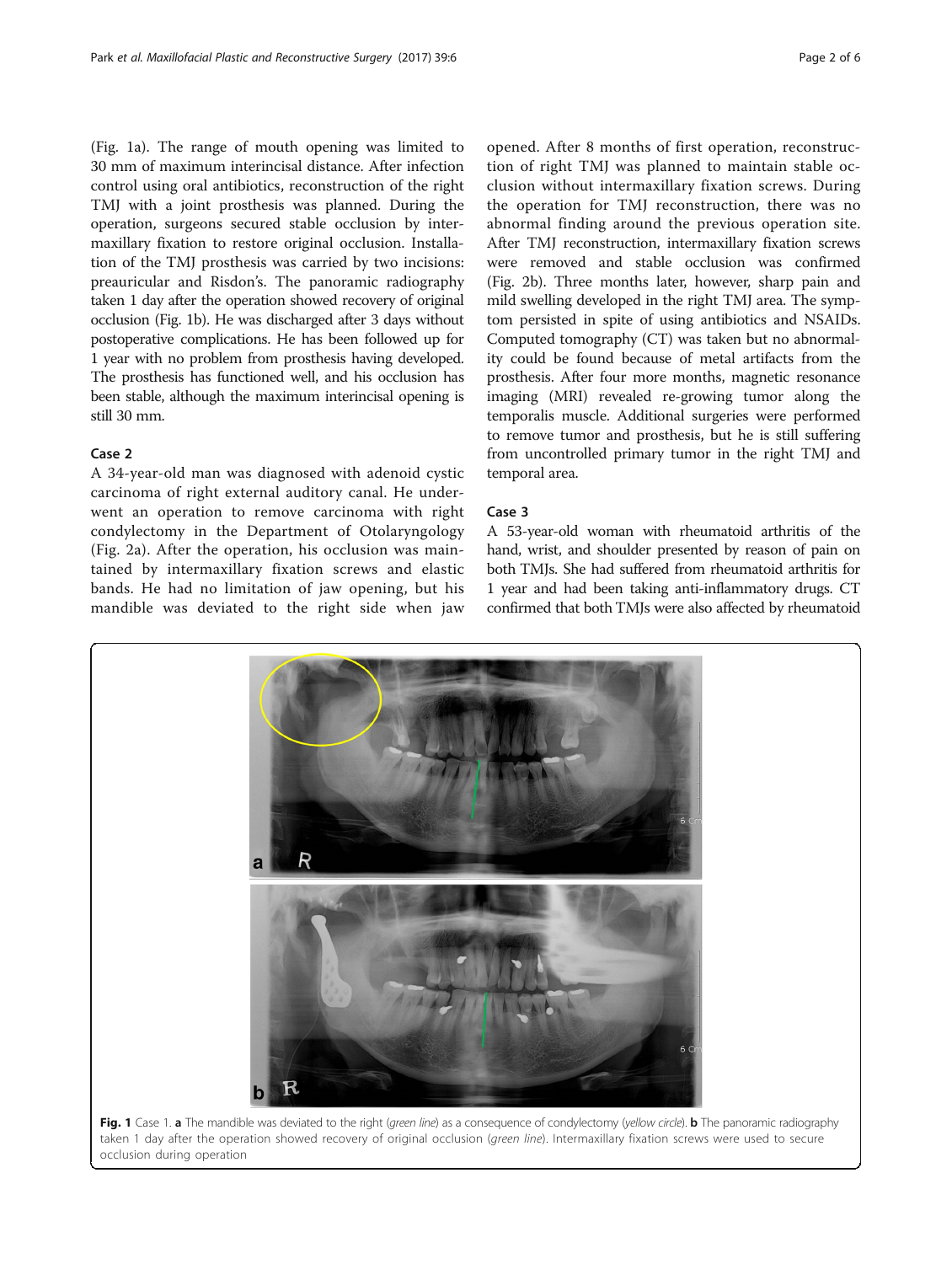(Fig. 1a). The range of mouth opening was limited to 30 mm of maximum interincisal distance. After infection control using oral antibiotics, reconstruction of the right TMJ with a joint prosthesis was planned. During the operation, surgeons secured stable occlusion by intermaxillary fixation to restore original occlusion. Installation of the TMJ prosthesis was carried by two incisions: preauricular and Risdon's. The panoramic radiography taken 1 day after the operation showed recovery of original occlusion (Fig. 1b). He was discharged after 3 days without postoperative complications. He has been followed up for 1 year with no problem from prosthesis having developed. The prosthesis has functioned well, and his occlusion has been stable, although the maximum interincisal opening is still 30 mm.

## Case 2

A 34-year-old man was diagnosed with adenoid cystic carcinoma of right external auditory canal. He underwent an operation to remove carcinoma with right condylectomy in the Department of Otolaryngology (Fig. 2a). After the operation, his occlusion was maintained by intermaxillary fixation screws and elastic bands. He had no limitation of jaw opening, but his mandible was deviated to the right side when jaw opened. After 8 months of first operation, reconstruction of right TMJ was planned to maintain stable occlusion without intermaxillary fixation screws. During the operation for TMJ reconstruction, there was no abnormal finding around the previous operation site. After TMJ reconstruction, intermaxillary fixation screws were removed and stable occlusion was confirmed (Fig. 2b). Three months later, however, sharp pain and mild swelling developed in the right TMJ area. The symptom persisted in spite of using antibiotics and NSAIDs. Computed tomography (CT) was taken but no abnormality could be found because of metal artifacts from the prosthesis. After four more months, magnetic resonance imaging (MRI) revealed re-growing tumor along the temporalis muscle. Additional surgeries were performed to remove tumor and prosthesis, but he is still suffering from uncontrolled primary tumor in the right TMJ and temporal area.

## Case 3

A 53-year-old woman with rheumatoid arthritis of the hand, wrist, and shoulder presented by reason of pain on both TMJs. She had suffered from rheumatoid arthritis for 1 year and had been taking anti-inflammatory drugs. CT confirmed that both TMJs were also affected by rheumatoid

**Fig. 1** Case 1. **a** The mandible was deviated to the right (*green line*) as a consequence of condylectomy (*yellow circle*). **b** The panoramic radiography taken 1 day after the operation showed recovery of original occlusion (*green line*). Intermaxillary fixation screws were used to secure occlusion during operation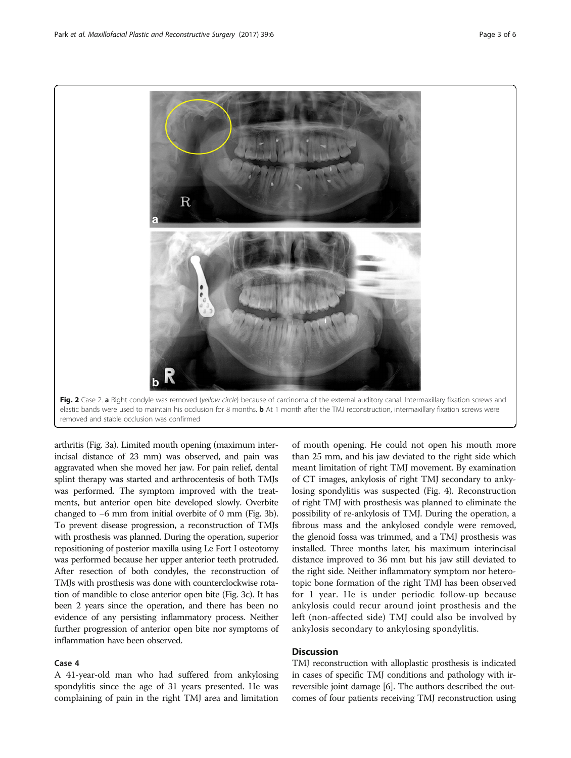Fig. 2 Case 2. **a** Right condyle was removed (*yellow circle*) because of carcinoma of the external auditory canal. Intermaxillary fixation screws and elastic bands were used to maintain his occlusion for 8 months. **b** At 1 month after the TMJ reconstruction, intermaxillary fixation screws were removed and stable occlusion was confirmed

arthritis (Fig. 3a). Limited mouth opening (maximum interincisal distance of 23 mm) was observed, and pain was aggravated when she moved her jaw. For pain relief, dental splint therapy was started and arthrocentesis of both TMJs was performed. The symptom improved with the treatments, but anterior open bite developed slowly. Overbite changed to −6 mm from initial overbite of 0 mm (Fig. 3b). To prevent disease progression, a reconstruction of TMJs with prosthesis was planned. During the operation, superior repositioning of posterior maxilla using Le Fort I osteotomy was performed because her upper anterior teeth protruded. After resection of both condyles, the reconstruction of TMJs with prosthesis was done with counterclockwise rotation of mandible to close anterior open bite (Fig. 3c). It has been 2 years since the operation, and there has been no evidence of any persisting inflammatory process. Neither further progression of anterior open bite nor symptoms of inflammation have been observed.

### Case 4

A 41-year-old man who had suffered from ankylosing spondylitis since the age of 31 years presented. He was complaining of pain in the right TMJ area and limitation of mouth opening. He could not open his mouth more than 25 mm, and his jaw deviated to the right side which meant limitation of right TMJ movement. By examination of CT images, ankylosis of right TMJ secondary to ankylosing spondylitis was suspected (Fig. 4). Reconstruction of right TMJ with prosthesis was planned to eliminate the possibility of re-ankylosis of TMJ. During the operation, a fibrous mass and the ankylosed condyle were removed, the glenoid fossa was trimmed, and a TMJ prosthesis was installed. Three months later, his maximum interincisal distance improved to 36 mm but his jaw still deviated to the right side. Neither inflammatory symptom nor heterotopic bone formation of the right TMJ has been observed for 1 year. He is under periodic follow-up because ankylosis could recur around joint prosthesis and the left (non-affected side) TMJ could also be involved by ankylosis secondary to ankylosing spondylitis.

## Discussion

TMJ reconstruction with alloplastic prosthesis is indicated in cases of specific TMJ conditions and pathology with irreversible joint damage [6]. The authors described the outcomes of four patients receiving TMJ reconstruction using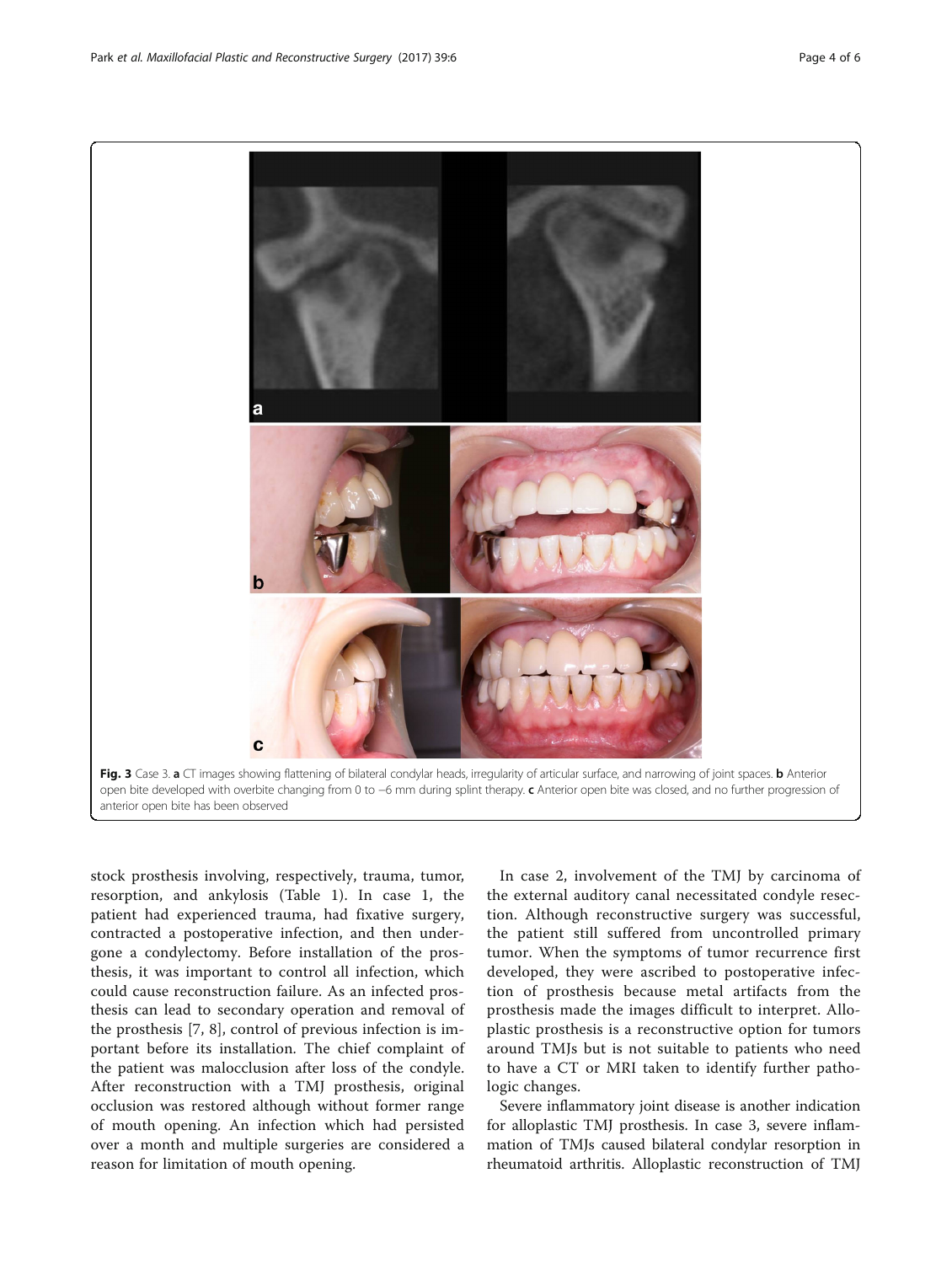Fig. 3 Case 3. **a** CT images showing flattening of bilateral condylar heads, irregularity of articular surface, and narrowing of joint spaces. **b** Anterior open bite developed with overbite changing from 0 to −6 mm during splint therapy. **c** Anterior open bite was closed, and no further progression of anterior open bite has been observed

stock prosthesis involving, respectively, trauma, tumor, resorption, and ankylosis (Table 1). In case 1, the patient had experienced trauma, had fixative surgery, contracted a postoperative infection, and then undergone a condylectomy. Before installation of the prosthesis, it was important to control all infection, which could cause reconstruction failure. As an infected prosthesis can lead to secondary operation and removal of the prosthesis [7, 8], control of previous infection is important before its installation. The chief complaint of the patient was malocclusion after loss of the condyle. After reconstruction with a TMJ prosthesis, original occlusion was restored although without former range of mouth opening. An infection which had persisted over a month and multiple surgeries are considered a reason for limitation of mouth opening.

In case 2, involvement of the TMJ by carcinoma of the external auditory canal necessitated condyle resection. Although reconstructive surgery was successful, the patient still suffered from uncontrolled primary tumor. When the symptoms of tumor recurrence first developed, they were ascribed to postoperative infection of prosthesis because metal artifacts from the prosthesis made the images difficult to interpret. Alloplastic prosthesis is a reconstructive option for tumors around TMJs but is not suitable to patients who need to have a CT or MRI taken to identify further pathologic changes.

Severe inflammatory joint disease is another indication for alloplastic TMJ prosthesis. In case 3, severe inflammation of TMJs caused bilateral condylar resorption in rheumatoid arthritis. Alloplastic reconstruction of TMJ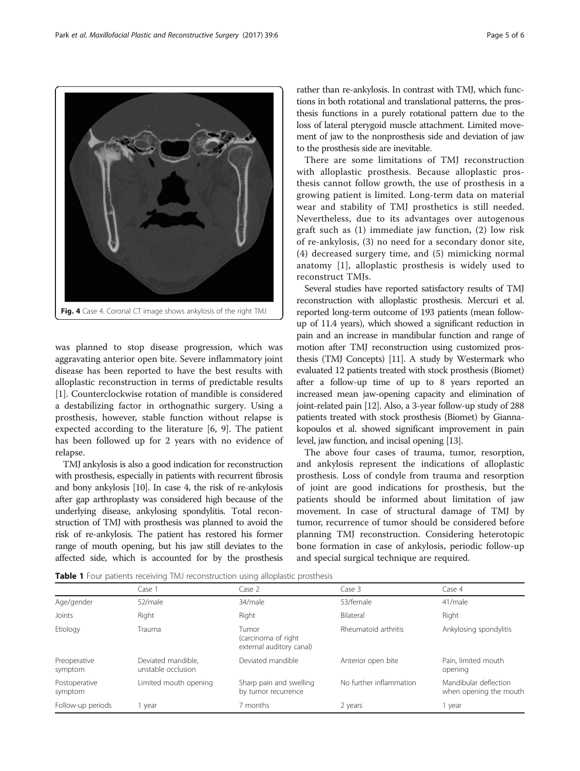Fig. 4 Case 4. Coronal CT image shows ankylosis of the right TMJ

was planned to stop disease progression, which was aggravating anterior open bite. Severe inflammatory joint disease has been reported to have the best results with alloplastic reconstruction in terms of predictable results [1]. Counterclockwise rotation of mandible is considered a destabilizing factor in orthognathic surgery. Using a prosthesis, however, stable function without relapse is expected according to the literature [6, 9]. The patient has been followed up for 2 years with no evidence of relapse.

TMJ ankylosis is also a good indication for reconstruction with prosthesis, especially in patients with recurrent fibrosis and bony ankylosis [10]. In case 4, the risk of re-ankylosis after gap arthroplasty was considered high because of the underlying disease, ankylosing spondylitis. Total reconstruction of TMJ with prosthesis was planned to avoid the risk of re-ankylosis. The patient has restored his former range of mouth opening, but his jaw still deviates to the affected side, which is accounted for by the prosthesis rather than re-ankylosis. In contrast with TMJ, which functions in both rotational and translational patterns, the prosthesis functions in a purely rotational pattern due to the loss of lateral pterygoid muscle attachment. Limited movement of jaw to the nonprosthesis side and deviation of jaw to the prosthesis side are inevitable.

There are some limitations of TMJ reconstruction with alloplastic prosthesis. Because alloplastic prosthesis cannot follow growth, the use of prosthesis in a growing patient is limited. Long-term data on material wear and stability of TMJ prosthetics is still needed. Nevertheless, due to its advantages over autogenous graft such as (1) immediate jaw function, (2) low risk of re-ankylosis, (3) no need for a secondary donor site, (4) decreased surgery time, and (5) mimicking normal anatomy [1], alloplastic prosthesis is widely used to reconstruct TMJs.

Several studies have reported satisfactory results of TMJ reconstruction with alloplastic prosthesis. Mercuri et al. reported long-term outcome of 193 patients (mean follow-up of 11.4 years), which showed a significant reduction in pain and an increase in mandibular function and range of motion after TMJ reconstruction using customized prosthesis (TMJ Concepts) [11]. A study by Westermark who evaluated 12 patients treated with stock prosthesis (Biomet) after a follow-up time of up to 8 years reported an increased mean jaw-opening capacity and elimination of joint-related pain [12]. Also, a 3-year follow-up study of 288 patients treated with stock prosthesis (Biomet) by Giannakopoulos et al. showed significant improvement in pain level, jaw function, and incisal opening [13].

The above four cases of trauma, tumor, resorption, and ankylosis represent the indications of alloplastic prosthesis. Loss of condyle from trauma and resorption of joint are good indications for prosthesis, but the patients should be informed about limitation of jaw movement. In case of structural damage of TMJ by tumor, recurrence of tumor should be considered before planning TMJ reconstruction. Considering heterotopic bone formation in case of ankylosis, periodic follow-up and special surgical technique are required.

**Table 1** Four patients receiving TMJ reconstruction using alloplastic prosthesis

| | Case 1 | Case 2 | Case 3 | Case 4 |
|---|---|---|---|---|
| Age/gender | 52/male | 34/male | 53/female | 41/male |
| Joints | Right | Right | Bilateral | Right |
| Etiology | Trauma | Tumor (carcinoma of right external auditory canal) | Rheumatoid arthritis | Ankylosing spondylitis |
| Preoperative symptom | Deviated mandible, unstable occlusion | Deviated mandible | Anterior open bite | Pain, limited mouth opening |
| Postoperative symptom | Limited mouth opening | Sharp pain and swelling by tumor recurrence | No further inflammation | Mandibular deflection when opening the mouth |
| Follow-up periods | 1 year | 7 months | 2 years | 1 year |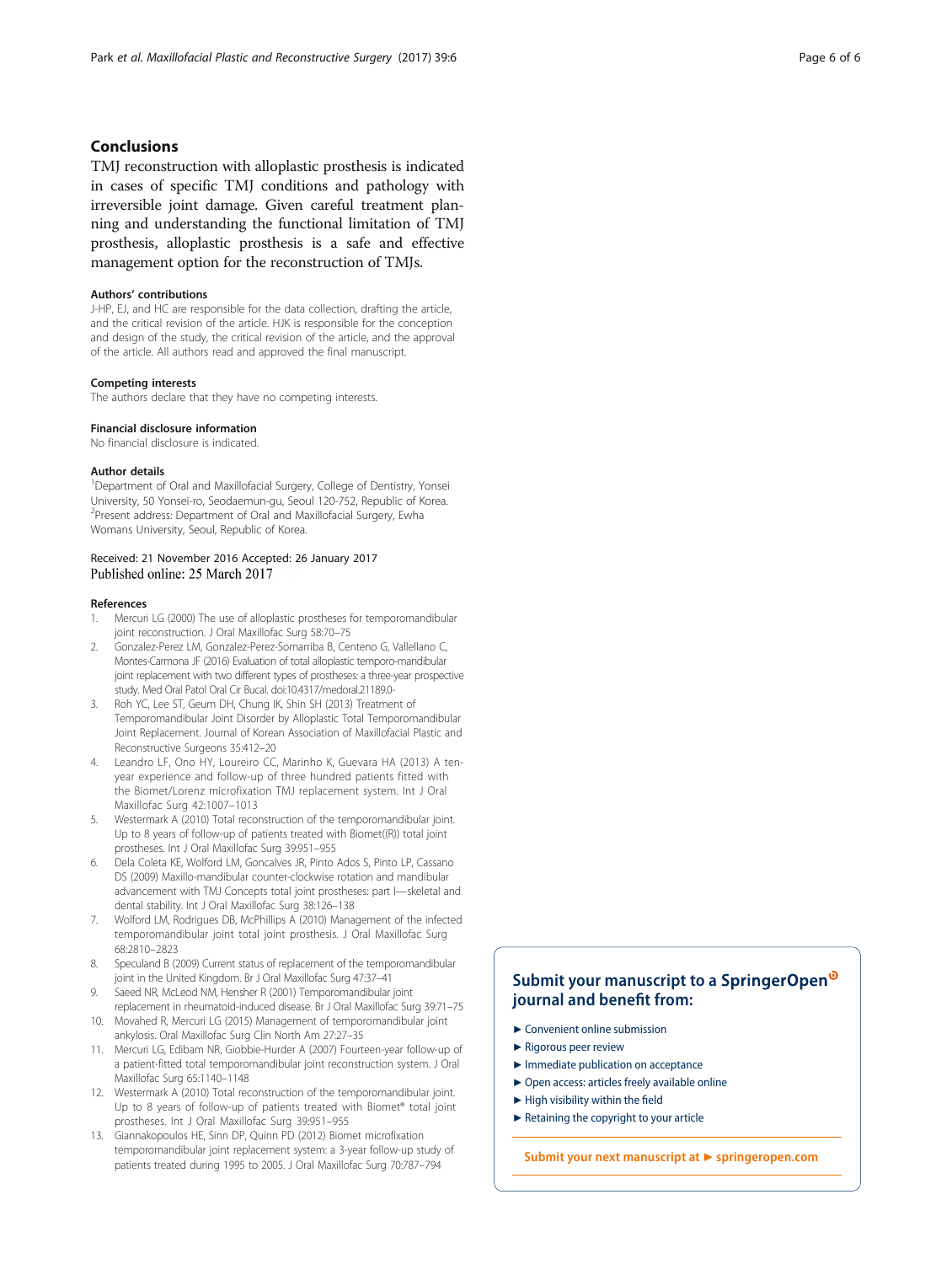## Conclusions

TMJ reconstruction with alloplastic prosthesis is indicated in cases of specific TMJ conditions and pathology with irreversible joint damage. Given careful treatment planning and understanding the functional limitation of TMJ prosthesis, alloplastic prosthesis is a safe and effective management option for the reconstruction of TMJs.

### Authors' contributions

J-HP, EJ, and HC are responsible for the data collection, drafting the article, and the critical revision of the article. HJK is responsible for the conception and design of the study, the critical revision of the article, and the approval of the article. All authors read and approved the final manuscript.

### Competing interests

The authors declare that they have no competing interests.

### Financial disclosure information

No financial disclosure is indicated.

### Author details

[1]Department of Oral and Maxillofacial Surgery, College of Dentistry, Yonsei University, 50 Yonsei-ro, Seodaemun-gu, Seoul 120-752, Republic of Korea. [2]Present address: Department of Oral and Maxillofacial Surgery, Ewha Womans University, Seoul, Republic of Korea.

Received: 21 November 2016 Accepted: 26 January 2017
Published online: 25 March 2017

### References

1. Mercuri LG (2000) The use of alloplastic prostheses for temporomandibular joint reconstruction. J Oral Maxillofac Surg 58:70–75
2. Gonzalez-Perez LM, Gonzalez-Perez-Somarriba B, Centeno G, Vallellano C, Montes-Carmona JF (2016) Evaluation of total alloplastic temporo-mandibular joint replacement with two different types of prostheses: a three-year prospective study. Med Oral Patol Oral Cir Bucal. doi:10.4317/medoral.21189.0-
3. Roh YC, Lee ST, Geum DH, Chung IK, Shin SH (2013) Treatment of Temporomandibular Joint Disorder by Alloplastic Total Temporomandibular Joint Replacement. Journal of Korean Association of Maxillofacial Plastic and Reconstructive Surgeons 35:412–20
4. Leandro LF, Ono HY, Loureiro CC, Marinho K, Guevara HA (2013) A ten-year experience and follow-up of three hundred patients fitted with the Biomet/Lorenz microfixation TMJ replacement system. Int J Oral Maxillofac Surg 42:1007–1013
5. Westermark A (2010) Total reconstruction of the temporomandibular joint. Up to 8 years of follow-up of patients treated with Biomet((R)) total joint prostheses. Int J Oral Maxillofac Surg 39:951–955
6. Dela Coleta KE, Wolford LM, Goncalves JR, Pinto Ados S, Pinto LP, Cassano DS (2009) Maxillo-mandibular counter-clockwise rotation and mandibular advancement with TMJ Concepts total joint prostheses: part I—skeletal and dental stability. Int J Oral Maxillofac Surg 38:126–138
7. Wolford LM, Rodrigues DB, McPhillips A (2010) Management of the infected temporomandibular joint total joint prosthesis. J Oral Maxillofac Surg 68:2810–2823
8. Speculand B (2009) Current status of replacement of the temporomandibular joint in the United Kingdom. Br J Oral Maxillofac Surg 47:37–41
9. Saeed NR, McLeod NM, Hensher R (2001) Temporomandibular joint replacement in rheumatoid-induced disease. Br J Oral Maxillofac Surg 39:71–75
10. Movahed R, Mercuri LG (2015) Management of temporomandibular joint ankylosis. Oral Maxillofac Surg Clin North Am 27:27–35
11. Mercuri LG, Edibam NR, Giobbie-Hurder A (2007) Fourteen-year follow-up of a patient-fitted total temporomandibular joint reconstruction system. J Oral Maxillofac Surg 65:1140–1148
12. Westermark A (2010) Total reconstruction of the temporomandibular joint. Up to 8 years of follow-up of patients treated with Biomet® total joint prostheses. Int J Oral Maxillofac Surg 39:951–955
13. Giannakopoulos HE, Sinn DP, Quinn PD (2012) Biomet microfixation temporomandibular joint replacement system: a 3-year follow-up study of patients treated during 1995 to 2005. J Oral Maxillofac Surg 70:787–794

**Submit your manuscript to a SpringerOpen journal and benefit from:**

- ► Convenient online submission
- ► Rigorous peer review
- ► Immediate publication on acceptance
- ► Open access: articles freely available online
- ► High visibility within the field
- ► Retaining the copyright to your article

**Submit your next manuscript at ► springeropen.com**